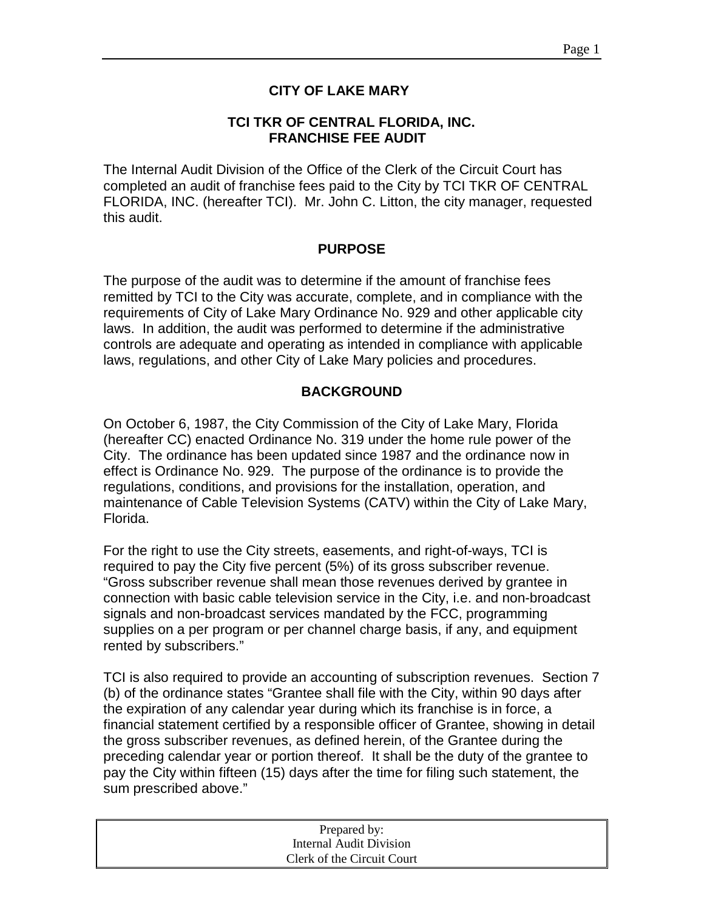# CITY OF LAKE MARY

## TCI TKR OF CENTRAL FLORIDA, INC.
## FRANCHISE FEE AUDIT

The Internal Audit Division of the Office of the Clerk of the Circuit Court has completed an audit of franchise fees paid to the City by TCI TKR OF CENTRAL FLORIDA, INC. (hereafter TCI). Mr. John C. Litton, the city manager, requested this audit.

## PURPOSE

The purpose of the audit was to determine if the amount of franchise fees remitted by TCI to the City was accurate, complete, and in compliance with the requirements of City of Lake Mary Ordinance No. 929 and other applicable city laws. In addition, the audit was performed to determine if the administrative controls are adequate and operating as intended in compliance with applicable laws, regulations, and other City of Lake Mary policies and procedures.

## BACKGROUND

On October 6, 1987, the City Commission of the City of Lake Mary, Florida (hereafter CC) enacted Ordinance No. 319 under the home rule power of the City. The ordinance has been updated since 1987 and the ordinance now in effect is Ordinance No. 929. The purpose of the ordinance is to provide the regulations, conditions, and provisions for the installation, operation, and maintenance of Cable Television Systems (CATV) within the City of Lake Mary, Florida.

For the right to use the City streets, easements, and right-of-ways, TCI is required to pay the City five percent (5%) of its gross subscriber revenue. "Gross subscriber revenue shall mean those revenues derived by grantee in connection with basic cable television service in the City, i.e. and non-broadcast signals and non-broadcast services mandated by the FCC, programming supplies on a per program or per channel charge basis, if any, and equipment rented by subscribers."

TCI is also required to provide an accounting of subscription revenues. Section 7 (b) of the ordinance states "Grantee shall file with the City, within 90 days after the expiration of any calendar year during which its franchise is in force, a financial statement certified by a responsible officer of Grantee, showing in detail the gross subscriber revenues, as defined herein, of the Grantee during the preceding calendar year or portion thereof. It shall be the duty of the grantee to pay the City within fifteen (15) days after the time for filing such statement, the sum prescribed above."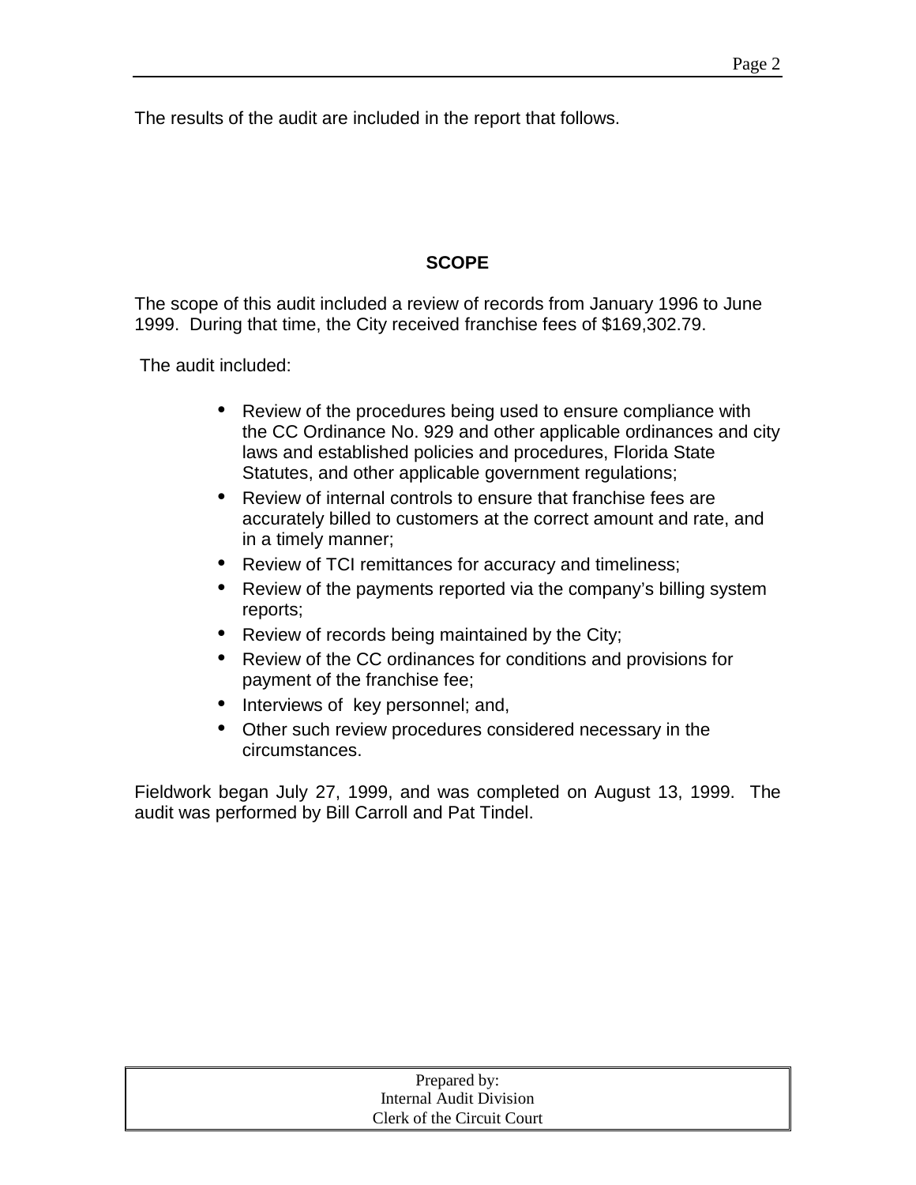The results of the audit are included in the report that follows.

## SCOPE

The scope of this audit included a review of records from January 1996 to June 1999. During that time, the City received franchise fees of $169,302.79.

The audit included:

- Review of the procedures being used to ensure compliance with the CC Ordinance No. 929 and other applicable ordinances and city laws and established policies and procedures, Florida State Statutes, and other applicable government regulations;
- Review of internal controls to ensure that franchise fees are accurately billed to customers at the correct amount and rate, and in a timely manner;
- Review of TCI remittances for accuracy and timeliness;
- Review of the payments reported via the company's billing system reports;
- Review of records being maintained by the City;
- Review of the CC ordinances for conditions and provisions for payment of the franchise fee;
- Interviews of key personnel; and,
- Other such review procedures considered necessary in the circumstances.

Fieldwork began July 27, 1999, and was completed on August 13, 1999. The audit was performed by Bill Carroll and Pat Tindel.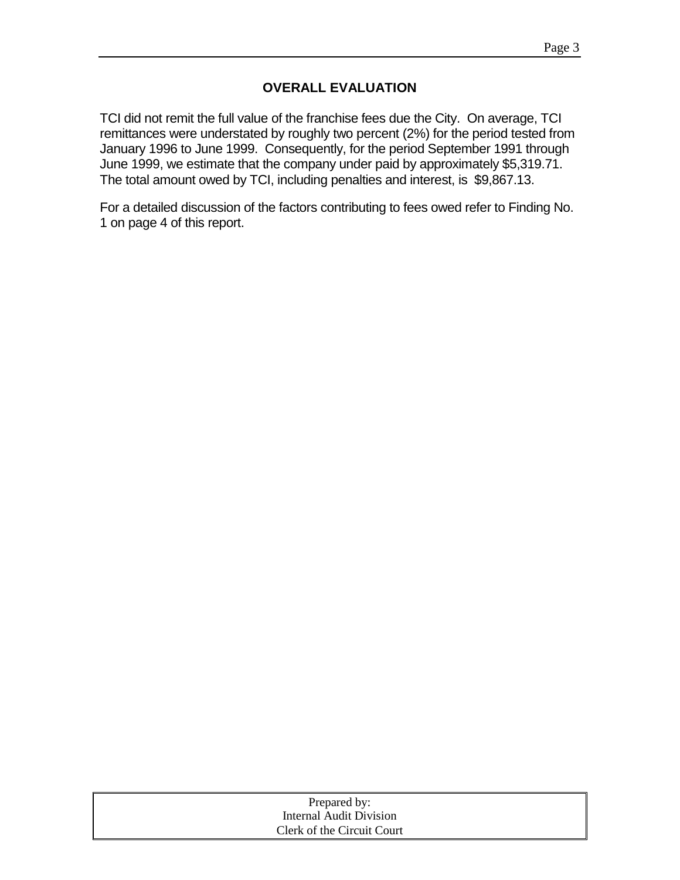## OVERALL EVALUATION

TCI did not remit the full value of the franchise fees due the City. On average, TCI remittances were understated by roughly two percent (2%) for the period tested from January 1996 to June 1999. Consequently, for the period September 1991 through June 1999, we estimate that the company under paid by approximately $5,319.71. The total amount owed by TCI, including penalties and interest, is $9,867.13.

For a detailed discussion of the factors contributing to fees owed refer to Finding No. 1 on page 4 of this report.

Prepared by:
Internal Audit Division
Clerk of the Circuit Court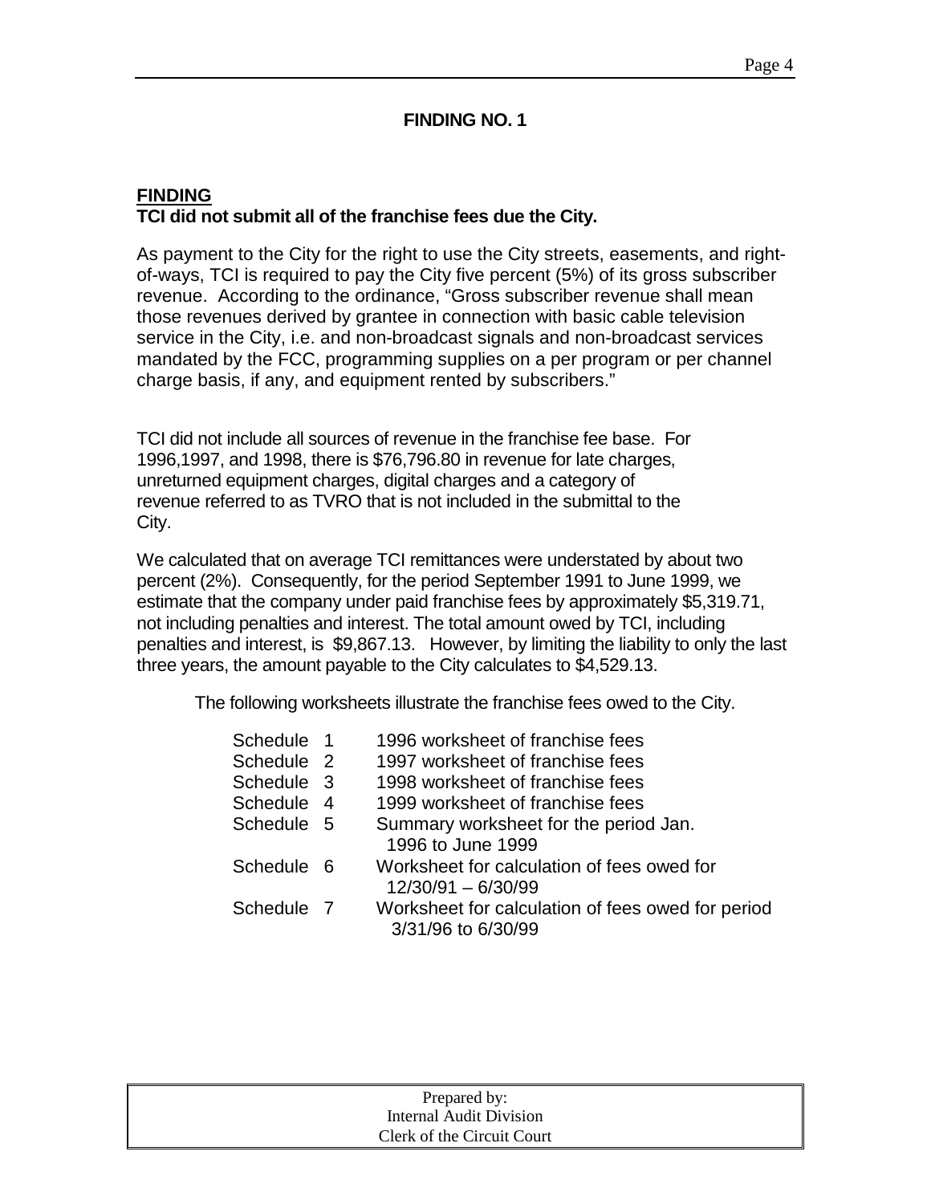## FINDING NO. 1

**FINDING**

**TCI did not submit all of the franchise fees due the City.**

As payment to the City for the right to use the City streets, easements, and right-of-ways, TCI is required to pay the City five percent (5%) of its gross subscriber revenue. According to the ordinance, "Gross subscriber revenue shall mean those revenues derived by grantee in connection with basic cable television service in the City, i.e. and non-broadcast signals and non-broadcast services mandated by the FCC, programming supplies on a per program or per channel charge basis, if any, and equipment rented by subscribers."

TCI did not include all sources of revenue in the franchise fee base. For 1996,1997, and 1998, there is $76,796.80 in revenue for late charges, unreturned equipment charges, digital charges and a category of revenue referred to as TVRO that is not included in the submittal to the City.

We calculated that on average TCI remittances were understated by about two percent (2%). Consequently, for the period September 1991 to June 1999, we estimate that the company under paid franchise fees by approximately $5,319.71, not including penalties and interest. The total amount owed by TCI, including penalties and interest, is $9,867.13. However, by limiting the liability to only the last three years, the amount payable to the City calculates to $4,529.13.

The following worksheets illustrate the franchise fees owed to the City.

| | |
|---|---|
| Schedule 1 | 1996 worksheet of franchise fees |
| Schedule 2 | 1997 worksheet of franchise fees |
| Schedule 3 | 1998 worksheet of franchise fees |
| Schedule 4 | 1999 worksheet of franchise fees |
| Schedule 5 | Summary worksheet for the period Jan. 1996 to June 1999 |
| Schedule 6 | Worksheet for calculation of fees owed for 12/30/91 – 6/30/99 |
| Schedule 7 | Worksheet for calculation of fees owed for period 3/31/96 to 6/30/99 |

Prepared by:
Internal Audit Division
Clerk of the Circuit Court